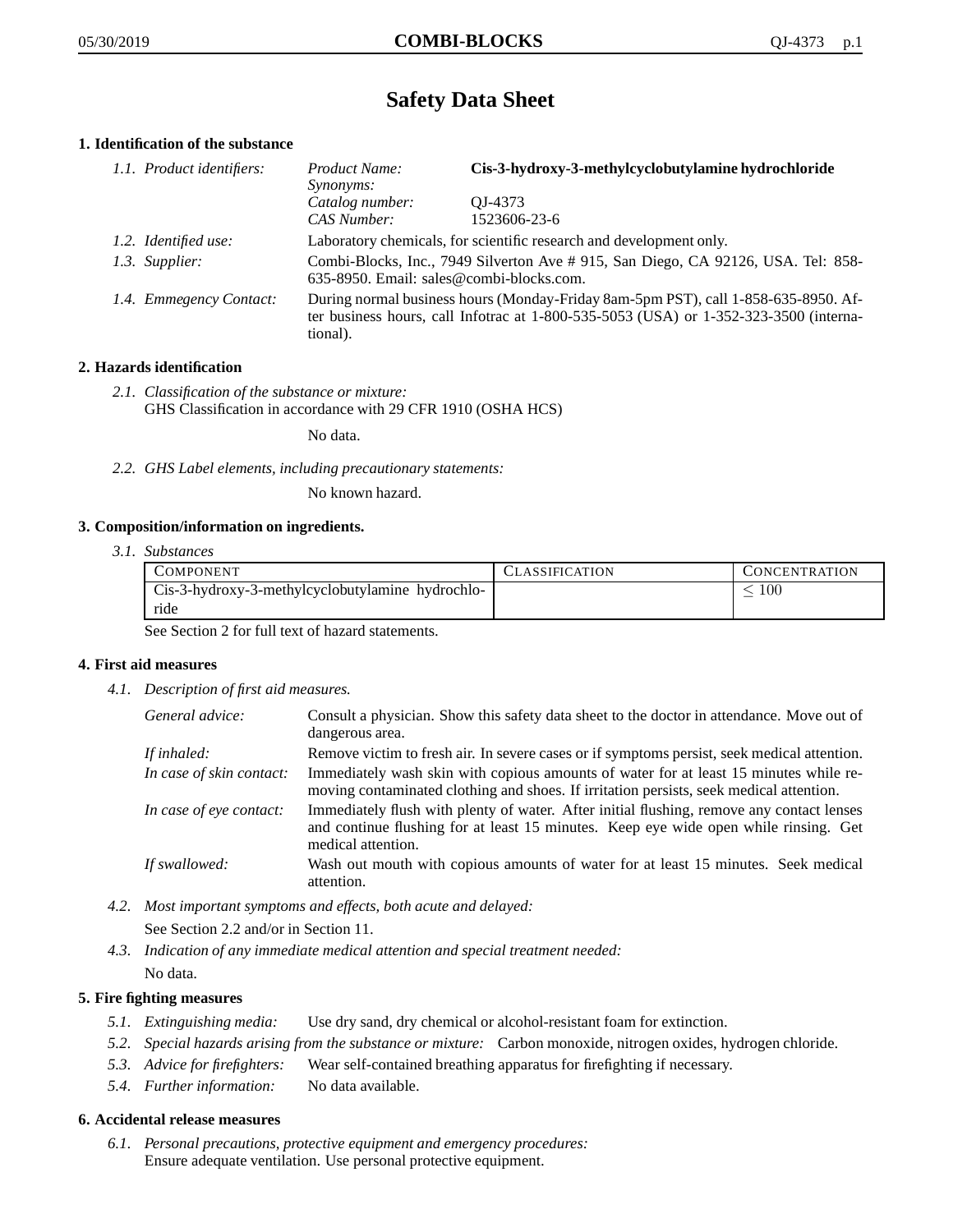# Safety Data Sheet

## 1. Identification of the substance

*1.1. Product identifiers:*

| | |
|---|---|
| *Product Name:* | **Cis-3-hydroxy-3-methylcyclobutylamine hydrochloride** |
| *Synonyms:* | |
| *Catalog number:* | QJ-4373 |
| *CAS Number:* | 1523606-23-6 |

*1.2. Identified use:* Laboratory chemicals, for scientific research and development only.

*1.3. Supplier:* Combi-Blocks, Inc., 7949 Silverton Ave # 915, San Diego, CA 92126, USA. Tel: 858-635-8950. Email: sales@combi-blocks.com.

*1.4. Emmegency Contact:* During normal business hours (Monday-Friday 8am-5pm PST), call 1-858-635-8950. After business hours, call Infotrac at 1-800-535-5053 (USA) or 1-352-323-3500 (international).

## 2. Hazards identification

*2.1. Classification of the substance or mixture:*
GHS Classification in accordance with 29 CFR 1910 (OSHA HCS)

No data.

*2.2. GHS Label elements, including precautionary statements:*

No known hazard.

## 3. Composition/information on ingredients.

*3.1. Substances*

| COMPONENT | CLASSIFICATION | CONCENTRATION |
|---|---|---|
| Cis-3-hydroxy-3-methylcyclobutylamine hydrochloride | | $\leq 100$ |

See Section 2 for full text of hazard statements.

## 4. First aid measures

*4.1. Description of first aid measures.*

*General advice:* Consult a physician. Show this safety data sheet to the doctor in attendance. Move out of dangerous area.

*If inhaled:* Remove victim to fresh air. In severe cases or if symptoms persist, seek medical attention.

*In case of skin contact:* Immediately wash skin with copious amounts of water for at least 15 minutes while removing contaminated clothing and shoes. If irritation persists, seek medical attention.

*In case of eye contact:* Immediately flush with plenty of water. After initial flushing, remove any contact lenses and continue flushing for at least 15 minutes. Keep eye wide open while rinsing. Get medical attention.

*If swallowed:* Wash out mouth with copious amounts of water for at least 15 minutes. Seek medical attention.

*4.2. Most important symptoms and effects, both acute and delayed:*

See Section 2.2 and/or in Section 11.

*4.3. Indication of any immediate medical attention and special treatment needed:*

No data.

## 5. Fire fighting measures

*5.1. Extinguishing media:* Use dry sand, dry chemical or alcohol-resistant foam for extinction.

*5.2. Special hazards arising from the substance or mixture:* Carbon monoxide, nitrogen oxides, hydrogen chloride.

*5.3. Advice for firefighters:* Wear self-contained breathing apparatus for firefighting if necessary.

*5.4. Further information:* No data available.

## 6. Accidental release measures

*6.1. Personal precautions, protective equipment and emergency procedures:*
Ensure adequate ventilation. Use personal protective equipment.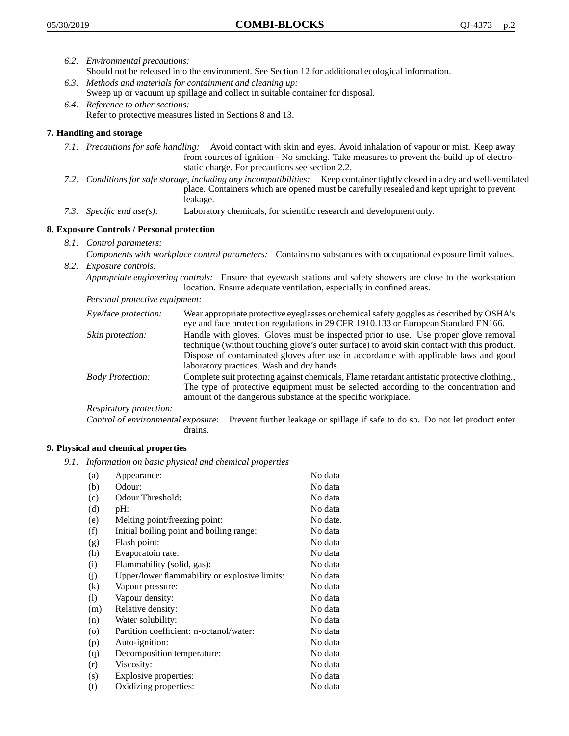*6.2. Environmental precautions:*
Should not be released into the environment. See Section 12 for additional ecological information.

*6.3. Methods and materials for containment and cleaning up:*
Sweep up or vacuum up spillage and collect in suitable container for disposal.

*6.4. Reference to other sections:*
Refer to protective measures listed in Sections 8 and 13.

## 7. Handling and storage

*7.1. Precautions for safe handling:* Avoid contact with skin and eyes. Avoid inhalation of vapour or mist. Keep away from sources of ignition - No smoking. Take measures to prevent the build up of electrostatic charge. For precautions see section 2.2.

*7.2. Conditions for safe storage, including any incompatibilities:* Keep container tightly closed in a dry and well-ventilated place. Containers which are opened must be carefully resealed and kept upright to prevent leakage.

*7.3. Specific end use(s):* Laboratory chemicals, for scientific research and development only.

## 8. Exposure Controls / Personal protection

*8.1. Control parameters:*
*Components with workplace control parameters:* Contains no substances with occupational exposure limit values.

*8.2. Exposure controls:*
*Appropriate engineering controls:* Ensure that eyewash stations and safety showers are close to the workstation location. Ensure adequate ventilation, especially in confined areas.

*Personal protective equipment:*

*Eye/face protection:* Wear appropriate protective eyeglasses or chemical safety goggles as described by OSHA's eye and face protection regulations in 29 CFR 1910.133 or European Standard EN166.

*Skin protection:* Handle with gloves. Gloves must be inspected prior to use. Use proper glove removal technique (without touching glove's outer surface) to avoid skin contact with this product. Dispose of contaminated gloves after use in accordance with applicable laws and good laboratory practices. Wash and dry hands

*Body Protection:* Complete suit protecting against chemicals, Flame retardant antistatic protective clothing., The type of protective equipment must be selected according to the concentration and amount of the dangerous substance at the specific workplace.

*Respiratory protection:*

*Control of environmental exposure:* Prevent further leakage or spillage if safe to do so. Do not let product enter drains.

## 9. Physical and chemical properties

*9.1. Information on basic physical and chemical properties*

| | | |
|---|---|---|
| (a) | Appearance: | No data |
| (b) | Odour: | No data |
| (c) | Odour Threshold: | No data |
| (d) | pH: | No data |
| (e) | Melting point/freezing point: | No date. |
| (f) | Initial boiling point and boiling range: | No data |
| (g) | Flash point: | No data |
| (h) | Evaporatoin rate: | No data |
| (i) | Flammability (solid, gas): | No data |
| (j) | Upper/lower flammability or explosive limits: | No data |
| (k) | Vapour pressure: | No data |
| (l) | Vapour density: | No data |
| (m) | Relative density: | No data |
| (n) | Water solubility: | No data |
| (o) | Partition coefficient: n-octanol/water: | No data |
| (p) | Auto-ignition: | No data |
| (q) | Decomposition temperature: | No data |
| (r) | Viscosity: | No data |
| (s) | Explosive properties: | No data |
| (t) | Oxidizing properties: | No data |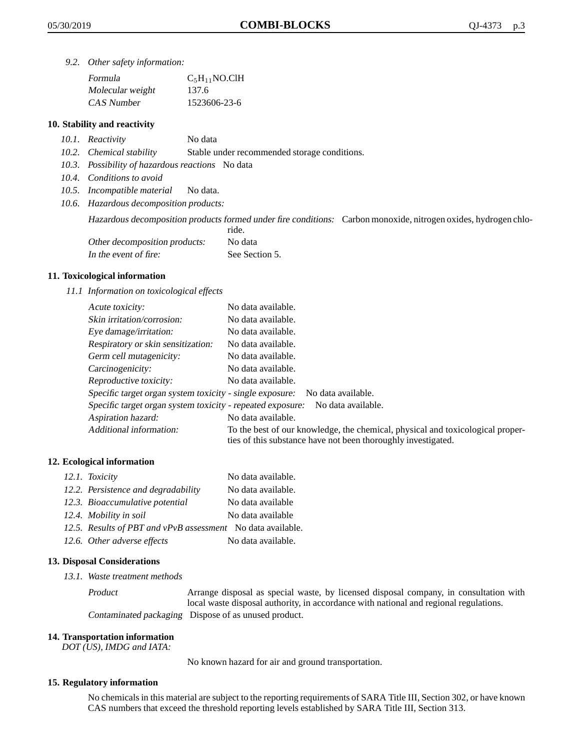*9.2. Other safety information:*

| | |
|---|---|
| *Formula* | $C_5H_{11}NO.ClH$ |
| *Molecular weight* | 137.6 |
| *CAS Number* | 1523606-23-6 |

## 10. Stability and reactivity

*10.1. Reactivity* No data

*10.2. Chemical stability* Stable under recommended storage conditions.

*10.3. Possibility of hazardous reactions* No data

*10.4. Conditions to avoid*

*10.5. Incompatible material* No data.

*10.6. Hazardous decomposition products:*

*Hazardous decomposition products formed under fire conditions:* Carbon monoxide, nitrogen oxides, hydrogen chloride.

*Other decomposition products:* No data

*In the event of fire:* See Section 5.

## 11. Toxicological information

*11.1 Information on toxicological effects*

| | |
|---|---|
| *Acute toxicity:* | No data available. |
| *Skin irritation/corrosion:* | No data available. |
| *Eye damage/irritation:* | No data available. |
| *Respiratory or skin sensitization:* | No data available. |
| *Germ cell mutagenicity:* | No data available. |
| *Carcinogenicity:* | No data available. |
| *Reproductive toxicity:* | No data available. |
| *Specific target organ system toxicity - single exposure:* | No data available. |
| *Specific target organ system toxicity - repeated exposure:* | No data available. |
| *Aspiration hazard:* | No data available. |
| *Additional information:* | To the best of our knowledge, the chemical, physical and toxicological properties of this substance have not been thoroughly investigated. |

## 12. Ecological information

| | |
|---|---|
| *12.1. Toxicity* | No data available. |
| *12.2. Persistence and degradability* | No data available. |
| *12.3. Bioaccumulative potential* | No data available |
| *12.4. Mobility in soil* | No data available |
| *12.5. Results of PBT and vPvB assessment* | No data available. |
| *12.6. Other adverse effects* | No data available. |

## 13. Disposal Considerations

*13.1. Waste treatment methods*

*Product* Arrange disposal as special waste, by licensed disposal company, in consultation with local waste disposal authority, in accordance with national and regional regulations.

*Contaminated packaging* Dispose of as unused product.

## 14. Transportation information

*DOT (US), IMDG and IATA:*

No known hazard for air and ground transportation.

## 15. Regulatory information

No chemicals in this material are subject to the reporting requirements of SARA Title III, Section 302, or have known CAS numbers that exceed the threshold reporting levels established by SARA Title III, Section 313.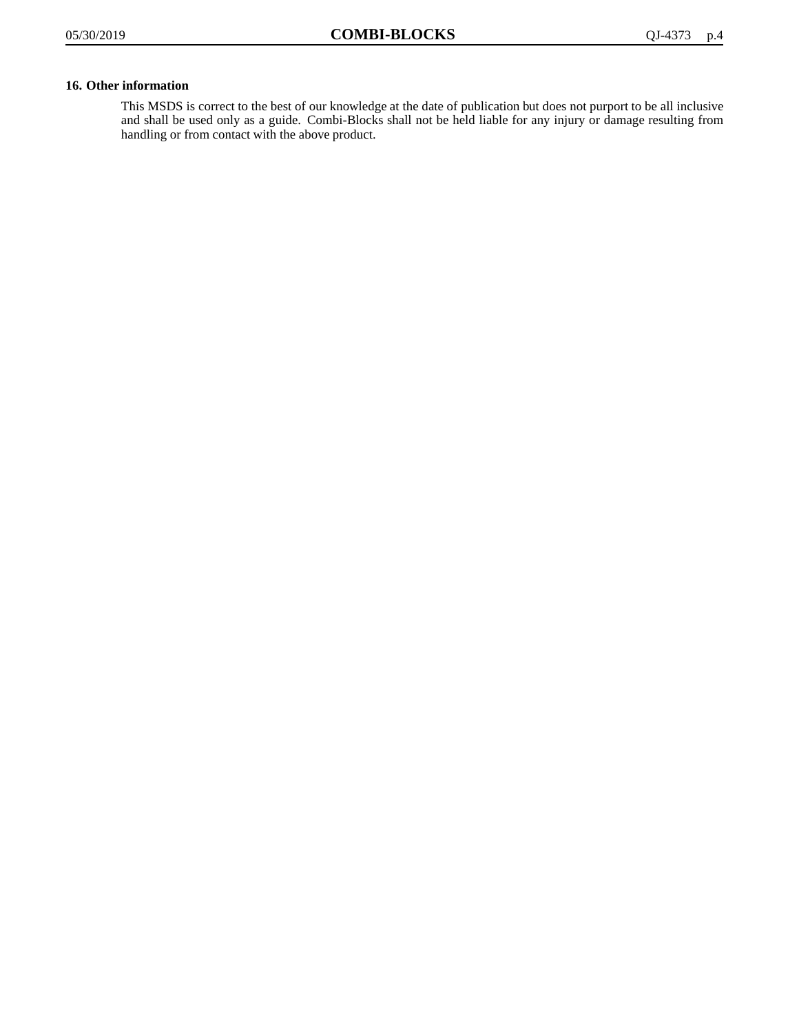## 16. Other information

This MSDS is correct to the best of our knowledge at the date of publication but does not purport to be all inclusive and shall be used only as a guide. Combi-Blocks shall not be held liable for any injury or damage resulting from handling or from contact with the above product.